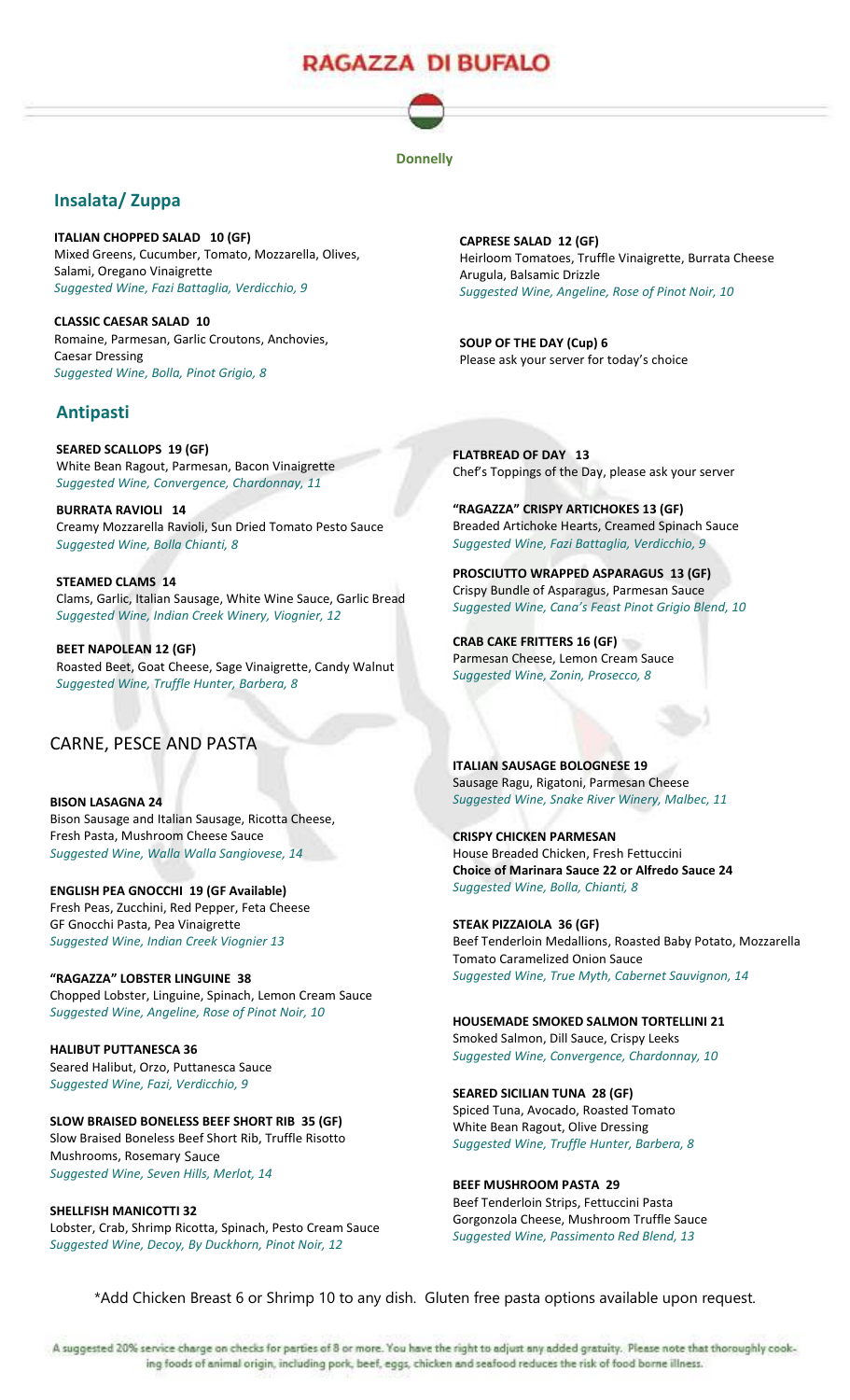# RAGAZZA DI BUFALO

**Donnelly**

## Insalata/ Zuppa

**ITALIAN CHOPPED SALAD 10 (GF)**
Mixed Greens, Cucumber, Tomato, Mozzarella, Olives, Salami, Oregano Vinaigrette
*Suggested Wine, Fazi Battaglia, Verdicchio, 9*

**CLASSIC CAESAR SALAD 10**
Romaine, Parmesan, Garlic Croutons, Anchovies, Caesar Dressing
*Suggested Wine, Bolla, Pinot Grigio, 8*

**CAPRESE SALAD 12 (GF)**
Heirloom Tomatoes, Truffle Vinaigrette, Burrata Cheese Arugula, Balsamic Drizzle
*Suggested Wine, Angeline, Rose of Pinot Noir, 10*

**SOUP OF THE DAY (Cup) 6**
Please ask your server for today's choice

## Antipasti

**SEARED SCALLOPS 19 (GF)**
White Bean Ragout, Parmesan, Bacon Vinaigrette
*Suggested Wine, Convergence, Chardonnay, 11*

**BURRATA RAVIOLI 14**
Creamy Mozzarella Ravioli, Sun Dried Tomato Pesto Sauce
*Suggested Wine, Bolla Chianti, 8*

**STEAMED CLAMS 14**
Clams, Garlic, Italian Sausage, White Wine Sauce, Garlic Bread
*Suggested Wine, Indian Creek Winery, Viognier, 12*

**BEET NAPOLEAN 12 (GF)**
Roasted Beet, Goat Cheese, Sage Vinaigrette, Candy Walnut
*Suggested Wine, Truffle Hunter, Barbera, 8*

**FLATBREAD OF DAY 13**
Chef's Toppings of the Day, please ask your server

**"RAGAZZA" CRISPY ARTICHOKES 13 (GF)**
Breaded Artichoke Hearts, Creamed Spinach Sauce
*Suggested Wine, Fazi Battaglia, Verdicchio, 9*

**PROSCIUTTO WRAPPED ASPARAGUS 13 (GF)**
Crispy Bundle of Asparagus, Parmesan Sauce
*Suggested Wine, Cana's Feast Pinot Grigio Blend, 10*

**CRAB CAKE FRITTERS 16 (GF)**
Parmesan Cheese, Lemon Cream Sauce
*Suggested Wine, Zonin, Prosecco, 8*

## CARNE, PESCE AND PASTA

**BISON LASAGNA 24**
Bison Sausage and Italian Sausage, Ricotta Cheese, Fresh Pasta, Mushroom Cheese Sauce
*Suggested Wine, Walla Walla Sangiovese, 14*

**ENGLISH PEA GNOCCHI 19 (GF Available)**
Fresh Peas, Zucchini, Red Pepper, Feta Cheese GF Gnocchi Pasta, Pea Vinaigrette
*Suggested Wine, Indian Creek Viognier 13*

**"RAGAZZA" LOBSTER LINGUINE 38**
Chopped Lobster, Linguine, Spinach, Lemon Cream Sauce
*Suggested Wine, Angeline, Rose of Pinot Noir, 10*

**HALIBUT PUTTANESCA 36**
Seared Halibut, Orzo, Puttanesca Sauce
*Suggested Wine, Fazi, Verdicchio, 9*

**SLOW BRAISED BONELESS BEEF SHORT RIB 35 (GF)**
Slow Braised Boneless Beef Short Rib, Truffle Risotto Mushrooms, Rosemary Sauce
*Suggested Wine, Seven Hills, Merlot, 14*

**SHELLFISH MANICOTTI 32**
Lobster, Crab, Shrimp Ricotta, Spinach, Pesto Cream Sauce
*Suggested Wine, Decoy, By Duckhorn, Pinot Noir, 12*

**ITALIAN SAUSAGE BOLOGNESE 19**
Sausage Ragu, Rigatoni, Parmesan Cheese
*Suggested Wine, Snake River Winery, Malbec, 11*

**CRISPY CHICKEN PARMESAN**
House Breaded Chicken, Fresh Fettuccini
**Choice of Marinara Sauce 22 or Alfredo Sauce 24**
*Suggested Wine, Bolla, Chianti, 8*

**STEAK PIZZAIOLA 36 (GF)**
Beef Tenderloin Medallions, Roasted Baby Potato, Mozzarella Tomato Caramelized Onion Sauce
*Suggested Wine, True Myth, Cabernet Sauvignon, 14*

**HOUSEMADE SMOKED SALMON TORTELLINI 21**
Smoked Salmon, Dill Sauce, Crispy Leeks
*Suggested Wine, Convergence, Chardonnay, 10*

**SEARED SICILIAN TUNA 28 (GF)**
Spiced Tuna, Avocado, Roasted Tomato White Bean Ragout, Olive Dressing
*Suggested Wine, Truffle Hunter, Barbera, 8*

**BEEF MUSHROOM PASTA 29**
Beef Tenderloin Strips, Fettuccini Pasta Gorgonzola Cheese, Mushroom Truffle Sauce
*Suggested Wine, Passimento Red Blend, 13*

*Add Chicken Breast 6 or Shrimp 10 to any dish. Gluten free pasta options available upon request.

A suggested 20% service charge on checks for parties of 8 or more. You have the right to adjust any added gratuity. Please note that thoroughly cooking foods of animal origin, including pork, beef, eggs, chicken and seafood reduces the risk of food borne illness.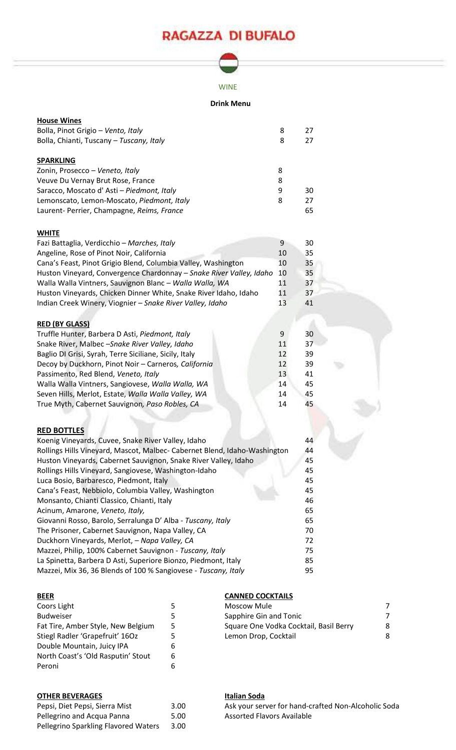# RAGAZZA DI BUFALO

WINE

**Drink Menu**

## House Wines

| | | |
|---|---|---|
| Bolla, Pinot Grigio – *Vento, Italy* | 8 | 27 |
| Bolla, Chianti, Tuscany – *Tuscany, Italy* | 8 | 27 |

## SPARKLING

| | | |
|---|---|---|
| Zonin, Prosecco – *Veneto, Italy* | 8 | |
| Veuve Du Vernay Brut Rose, France | 8 | |
| Saracco, Moscato d' Asti – *Piedmont, Italy* | 9 | 30 |
| Lemonscato, Lemon-Moscato, *Piedmont, Italy* | 8 | 27 |
| Laurent- Perrier, Champagne, *Reims, France* | | 65 |

## WHITE

| | | |
|---|---|---|
| Fazi Battaglia, Verdicchio – *Marches, Italy* | 9 | 30 |
| Angeline, Rose of Pinot Noir, California | 10 | 35 |
| Cana's Feast, Pinot Grigio Blend, Columbia Valley, Washington | 10 | 35 |
| Huston Vineyard, Convergence Chardonnay – *Snake River Valley, Idaho* | 10 | 35 |
| Walla Walla Vintners, Sauvignon Blanc – *Walla Walla, WA* | 11 | 37 |
| Huston Vineyards, Chicken Dinner White, Snake River Idaho, Idaho | 11 | 37 |
| Indian Creek Winery, Viognier – *Snake River Valley, Idaho* | 13 | 41 |

## RED (BY GLASS)

| | | |
|---|---|---|
| Truffle Hunter, Barbera D Asti, *Piedmont, Italy* | 9 | 30 |
| Snake River, Malbec –*Snake River Valley, Idaho* | 11 | 37 |
| Baglio DI Grisi, Syrah, Terre Siciliane, Sicily, Italy | 12 | 39 |
| Decoy by Duckhorn, Pinot Noir – Carneros*, California* | 12 | 39 |
| Passimento, Red Blend, *Veneto, Italy* | 13 | 41 |
| Walla Walla Vintners, Sangiovese, *Walla Walla, WA* | 14 | 45 |
| Seven Hills, Merlot, Estate, *Walla Walla Valley, WA* | 14 | 45 |
| True Myth, Cabernet Sauvignon*, Paso Robles, CA* | 14 | 45 |

## RED BOTTLES

| | |
|---|---|
| Koenig Vineyards, Cuvee, Snake River Valley, Idaho | 44 |
| Rollings Hills Vineyard, Mascot, Malbec- Cabernet Blend, Idaho-Washington | 44 |
| Huston Vineyards, Cabernet Sauvignon, Snake River Valley, Idaho | 45 |
| Rollings Hills Vineyard, Sangiovese, Washington-Idaho | 45 |
| Luca Bosio, Barbaresco, Piedmont, Italy | 45 |
| Cana's Feast, Nebbiolo, Columbia Valley, Washington | 45 |
| Monsanto, Chianti Classico, Chianti, Italy | 46 |
| Acinum, Amarone, *Veneto, Italy,* | 65 |
| Giovanni Rosso, Barolo, Serralunga D' Alba - *Tuscany, Italy* | 65 |
| The Prisoner, Cabernet Sauvignon, Napa Valley, CA | 70 |
| Duckhorn Vineyards, Merlot, – *Napa Valley, CA* | 72 |
| Mazzei, Philip, 100% Cabernet Sauvignon - *Tuscany, Italy* | 75 |
| La Spinetta, Barbera D Asti, Superiore Bionzo, Piedmont, Italy | 85 |
| Mazzei, Mix 36, 36 Blends of 100 % Sangiovese - *Tuscany, Italy* | 95 |

## BEER

| | |
|---|---|
| Coors Light | 5 |
| Budweiser | 5 |
| Fat Tire, Amber Style, New Belgium | 5 |
| Stiegl Radler 'Grapefruit' 16Oz | 5 |
| Double Mountain, Juicy IPA | 6 |
| North Coast's 'Old Rasputin' Stout | 6 |
| Peroni | 6 |

## CANNED COCKTAILS

| | |
|---|---|
| Moscow Mule | 7 |
| Sapphire Gin and Tonic | 7 |
| Square One Vodka Cocktail, Basil Berry | 8 |
| Lemon Drop, Cocktail | 8 |

## OTHER BEVERAGES

| | |
|---|---|
| Pepsi, Diet Pepsi, Sierra Mist | 3.00 |
| Pellegrino and Acqua Panna | 5.00 |
| Pellegrino Sparkling Flavored Waters | 3.00 |

## Italian Soda

Ask your server for hand-crafted Non-Alcoholic Soda
Assorted Flavors Available